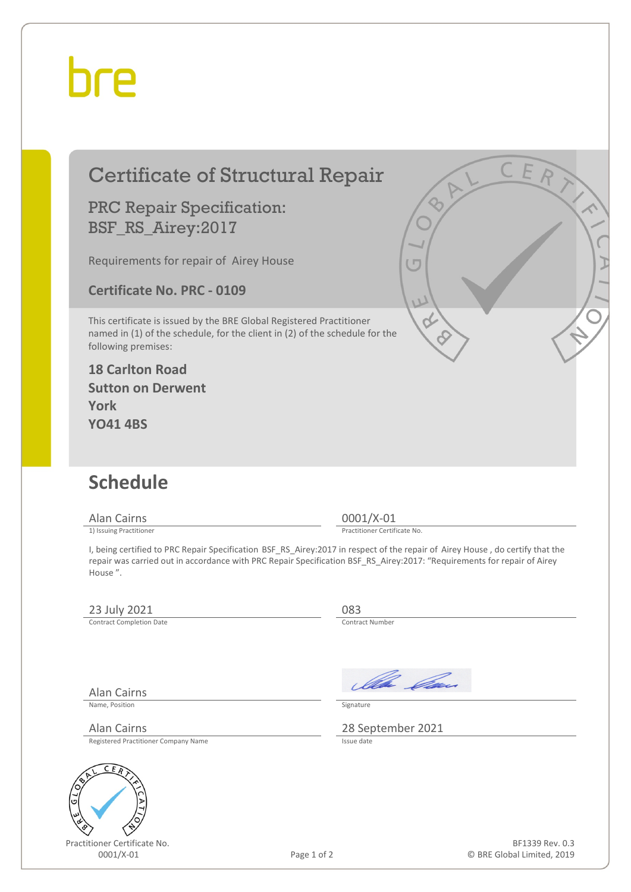bre

# Certificate of Structural Repair

## PRC Repair Specification: BSF_RS_Airey:2017

Requirements for repair of Airey House

**Certificate No. PRC - 0109**

This certificate is issued by the BRE Global Registered Practitioner named in (1) of the schedule, for the client in (2) of the schedule for the following premises:

**18 Carlton Road**
**Sutton on Derwent**
**York**
**YO41 4BS**

## Schedule

| | |
|---|---|
| Alan Cairns | 0001/X-01 |
| 1) Issuing Practitioner | Practitioner Certificate No. |

I, being certified to PRC Repair Specification BSF_RS_Airey:2017 in respect of the repair of Airey House , do certify that the repair was carried out in accordance with PRC Repair Specification BSF_RS_Airey:2017: “Requirements for repair of Airey House ”.

| | |
|---|---|
| 23 July 2021 | 083 |
| Contract Completion Date | Contract Number |

| | |
|---|---|
| Alan Cairns | [signature] |
| Name, Position | Signature |
| Alan Cairns | 28 September 2021 |
| Registered Practitioner Company Name | Issue date |

Practitioner Certificate No.
0001/X-01

BF1339 Rev. 0.3
© BRE Global Limited, 2019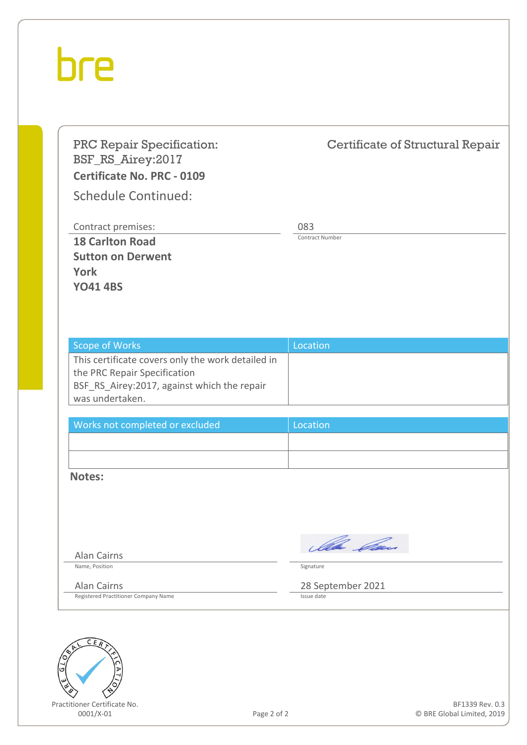bre

PRC Repair Specification:
BSF_RS_Airey:2017

Certificate of Structural Repair

**Certificate No. PRC - 0109**

## Schedule Continued:

Contract premises:

**18 Carlton Road**
**Sutton on Derwent**
**York**
**YO41 4BS**

083
Contract Number

| Scope of Works | Location |
|---|---|
| This certificate covers only the work detailed in the PRC Repair Specification BSF_RS_Airey:2017, against which the repair was undertaken. | |

| Works not completed or excluded | Location |
|---|---|
| | |
| | |

**Notes:**

Alan Cairns
Name, Position

Signature

Alan Cairns
Registered Practitioner Company Name

28 September 2021
Issue date

BRE GLOBAL CERTIFICATION

Practitioner Certificate No.
0001/X-01

BF1339 Rev. 0.3
© BRE Global Limited, 2019